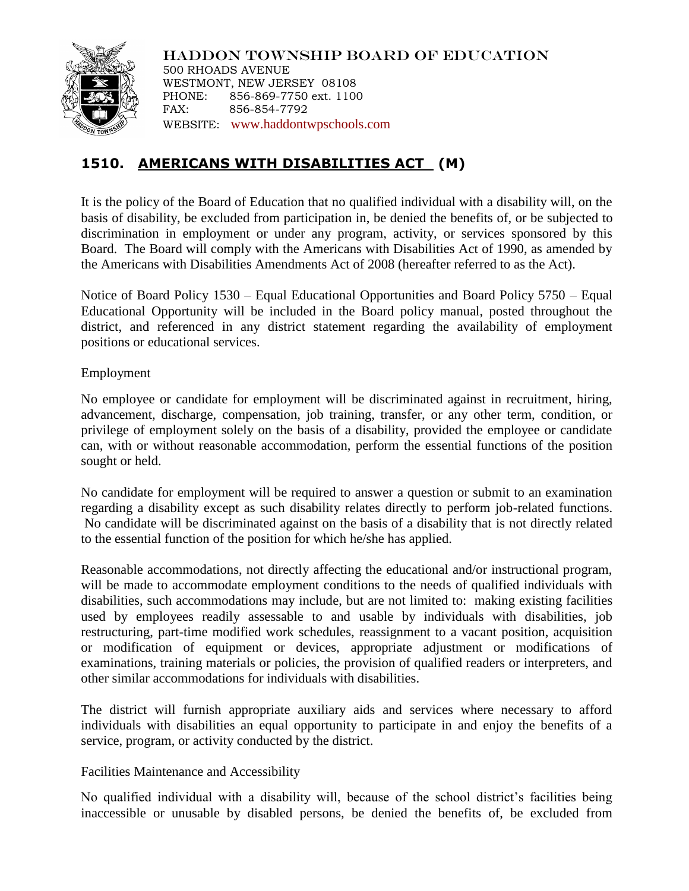HADDON TOWNSHIP BOARD OF EDUCATION
500 RHOADS AVENUE
WESTMONT, NEW JERSEY 08108
PHONE: 856-869-7750 ext. 1100
FAX: 856-854-7792
WEBSITE: www.haddontwpschools.com

# 1510. AMERICANS WITH DISABILITIES ACT (M)

It is the policy of the Board of Education that no qualified individual with a disability will, on the basis of disability, be excluded from participation in, be denied the benefits of, or be subjected to discrimination in employment or under any program, activity, or services sponsored by this Board. The Board will comply with the Americans with Disabilities Act of 1990, as amended by the Americans with Disabilities Amendments Act of 2008 (hereafter referred to as the Act).

Notice of Board Policy 1530 – Equal Educational Opportunities and Board Policy 5750 – Equal Educational Opportunity will be included in the Board policy manual, posted throughout the district, and referenced in any district statement regarding the availability of employment positions or educational services.

Employment

No employee or candidate for employment will be discriminated against in recruitment, hiring, advancement, discharge, compensation, job training, transfer, or any other term, condition, or privilege of employment solely on the basis of a disability, provided the employee or candidate can, with or without reasonable accommodation, perform the essential functions of the position sought or held.

No candidate for employment will be required to answer a question or submit to an examination regarding a disability except as such disability relates directly to perform job-related functions. No candidate will be discriminated against on the basis of a disability that is not directly related to the essential function of the position for which he/she has applied.

Reasonable accommodations, not directly affecting the educational and/or instructional program, will be made to accommodate employment conditions to the needs of qualified individuals with disabilities, such accommodations may include, but are not limited to: making existing facilities used by employees readily assessable to and usable by individuals with disabilities, job restructuring, part-time modified work schedules, reassignment to a vacant position, acquisition or modification of equipment or devices, appropriate adjustment or modifications of examinations, training materials or policies, the provision of qualified readers or interpreters, and other similar accommodations for individuals with disabilities.

The district will furnish appropriate auxiliary aids and services where necessary to afford individuals with disabilities an equal opportunity to participate in and enjoy the benefits of a service, program, or activity conducted by the district.

Facilities Maintenance and Accessibility

No qualified individual with a disability will, because of the school district's facilities being inaccessible or unusable by disabled persons, be denied the benefits of, be excluded from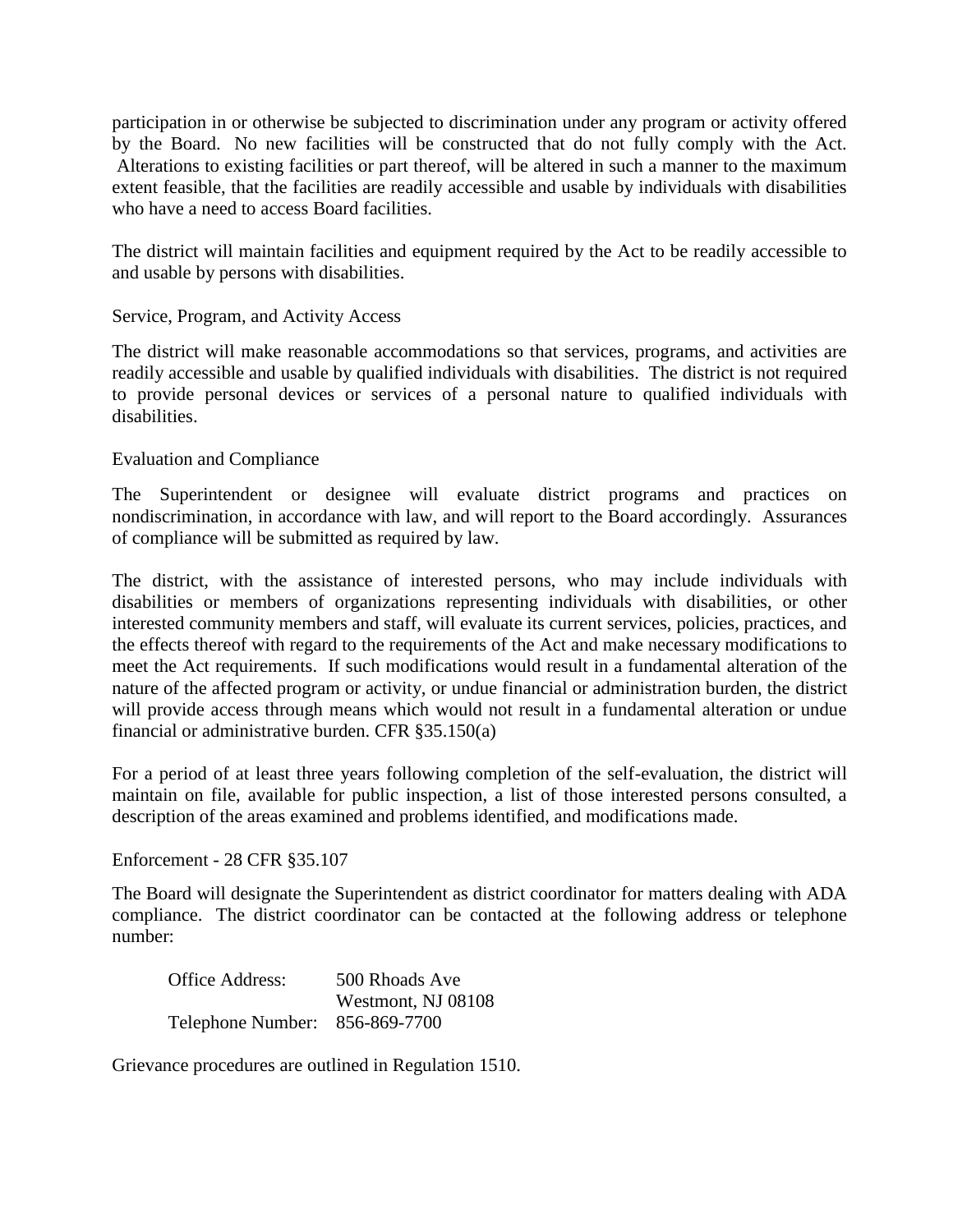participation in or otherwise be subjected to discrimination under any program or activity offered by the Board. No new facilities will be constructed that do not fully comply with the Act. Alterations to existing facilities or part thereof, will be altered in such a manner to the maximum extent feasible, that the facilities are readily accessible and usable by individuals with disabilities who have a need to access Board facilities.

The district will maintain facilities and equipment required by the Act to be readily accessible to and usable by persons with disabilities.

Service, Program, and Activity Access

The district will make reasonable accommodations so that services, programs, and activities are readily accessible and usable by qualified individuals with disabilities. The district is not required to provide personal devices or services of a personal nature to qualified individuals with disabilities.

Evaluation and Compliance

The Superintendent or designee will evaluate district programs and practices on nondiscrimination, in accordance with law, and will report to the Board accordingly. Assurances of compliance will be submitted as required by law.

The district, with the assistance of interested persons, who may include individuals with disabilities or members of organizations representing individuals with disabilities, or other interested community members and staff, will evaluate its current services, policies, practices, and the effects thereof with regard to the requirements of the Act and make necessary modifications to meet the Act requirements. If such modifications would result in a fundamental alteration of the nature of the affected program or activity, or undue financial or administration burden, the district will provide access through means which would not result in a fundamental alteration or undue financial or administrative burden. CFR §35.150(a)

For a period of at least three years following completion of the self-evaluation, the district will maintain on file, available for public inspection, a list of those interested persons consulted, a description of the areas examined and problems identified, and modifications made.

Enforcement - 28 CFR §35.107

The Board will designate the Superintendent as district coordinator for matters dealing with ADA compliance. The district coordinator can be contacted at the following address or telephone number:

Office Address: 500 Rhoads Ave  
Westmont, NJ 08108  
Telephone Number: 856-869-7700

Grievance procedures are outlined in Regulation 1510.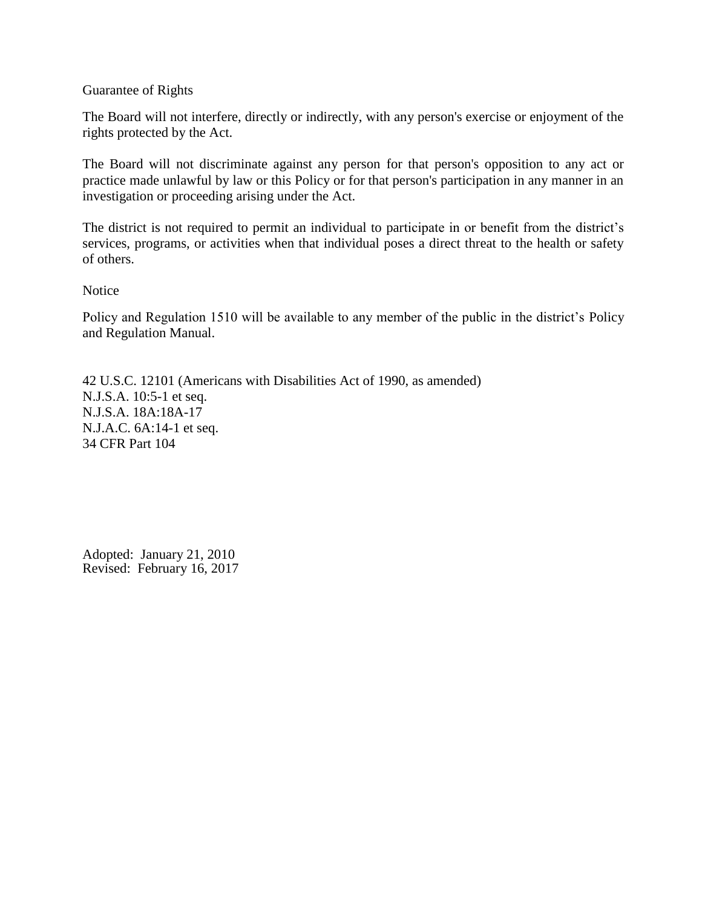Guarantee of Rights

The Board will not interfere, directly or indirectly, with any person's exercise or enjoyment of the rights protected by the Act.

The Board will not discriminate against any person for that person's opposition to any act or practice made unlawful by law or this Policy or for that person's participation in any manner in an investigation or proceeding arising under the Act.

The district is not required to permit an individual to participate in or benefit from the district's services, programs, or activities when that individual poses a direct threat to the health or safety of others.

Notice

Policy and Regulation 1510 will be available to any member of the public in the district's Policy and Regulation Manual.

42 U.S.C. 12101 (Americans with Disabilities Act of 1990, as amended)
N.J.S.A. 10:5-1 et seq.
N.J.S.A. 18A:18A-17
N.J.A.C. 6A:14-1 et seq.
34 CFR Part 104

Adopted: January 21, 2010
Revised: February 16, 2017